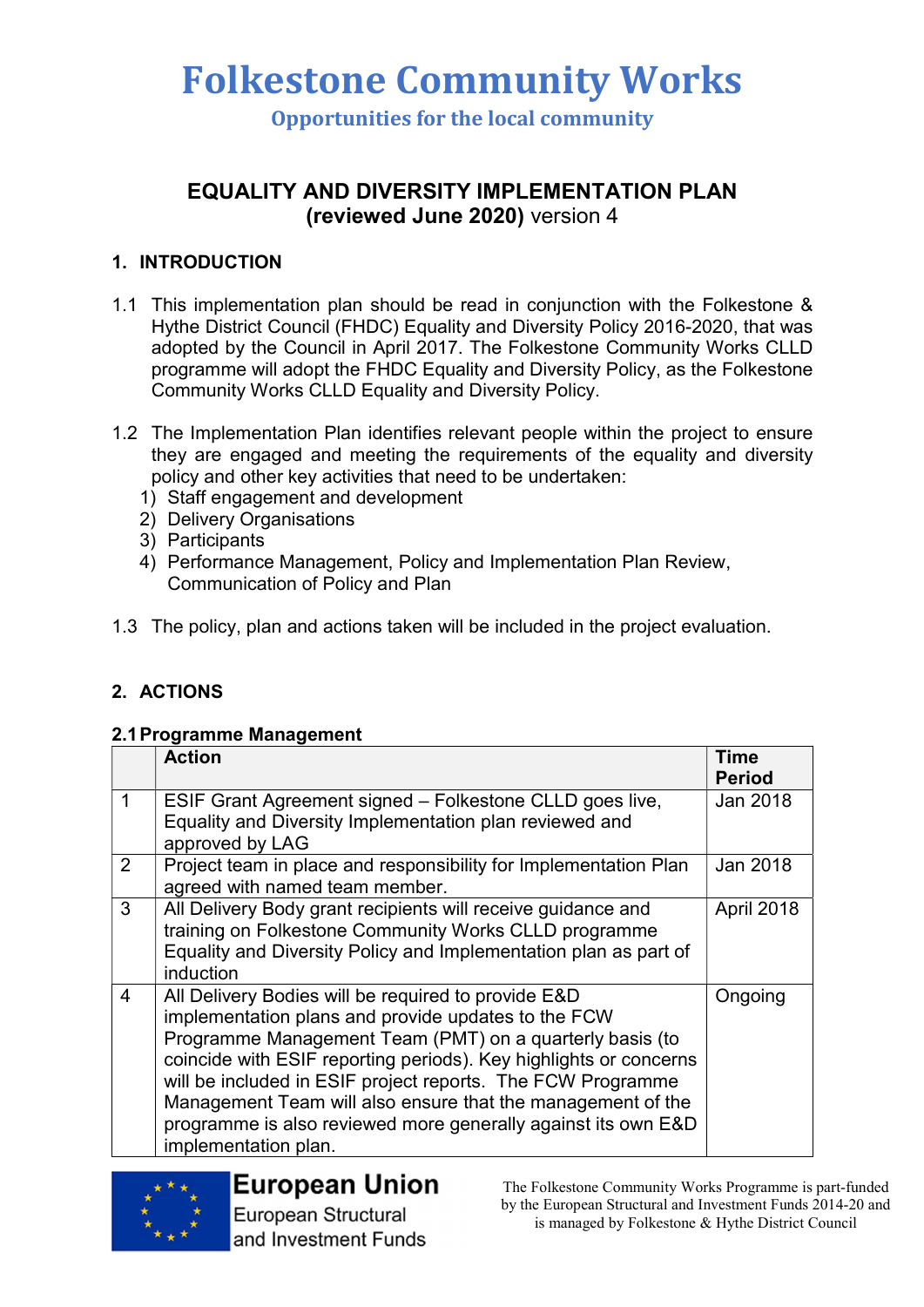# Folkestone Community Works

## Opportunities for the local community

### EQUALITY AND DIVERSITY IMPLEMENTATION PLAN
### (reviewed June 2020) version 4

## 1. INTRODUCTION

1.1 This implementation plan should be read in conjunction with the Folkestone & Hythe District Council (FHDC) Equality and Diversity Policy 2016-2020, that was adopted by the Council in April 2017. The Folkestone Community Works CLLD programme will adopt the FHDC Equality and Diversity Policy, as the Folkestone Community Works CLLD Equality and Diversity Policy.

1.2 The Implementation Plan identifies relevant people within the project to ensure they are engaged and meeting the requirements of the equality and diversity policy and other key activities that need to be undertaken:

1) Staff engagement and development
2) Delivery Organisations
3) Participants
4) Performance Management, Policy and Implementation Plan Review, Communication of Policy and Plan

1.3 The policy, plan and actions taken will be included in the project evaluation.

## 2. ACTIONS

### 2.1 Programme Management

| | Action | Time Period |
|---|---|---|
| 1 | ESIF Grant Agreement signed – Folkestone CLLD goes live, Equality and Diversity Implementation plan reviewed and approved by LAG | Jan 2018 |
| 2 | Project team in place and responsibility for Implementation Plan agreed with named team member. | Jan 2018 |
| 3 | All Delivery Body grant recipients will receive guidance and training on Folkestone Community Works CLLD programme Equality and Diversity Policy and Implementation plan as part of induction | April 2018 |
| 4 | All Delivery Bodies will be required to provide E&D implementation plans and provide updates to the FCW Programme Management Team (PMT) on a quarterly basis (to coincide with ESIF reporting periods). Key highlights or concerns will be included in ESIF project reports. The FCW Programme Management Team will also ensure that the management of the programme is also reviewed more generally against its own E&D implementation plan. | Ongoing |

European Union
European Structural and Investment Funds

The Folkestone Community Works Programme is part-funded by the European Structural and Investment Funds 2014-20 and is managed by Folkestone & Hythe District Council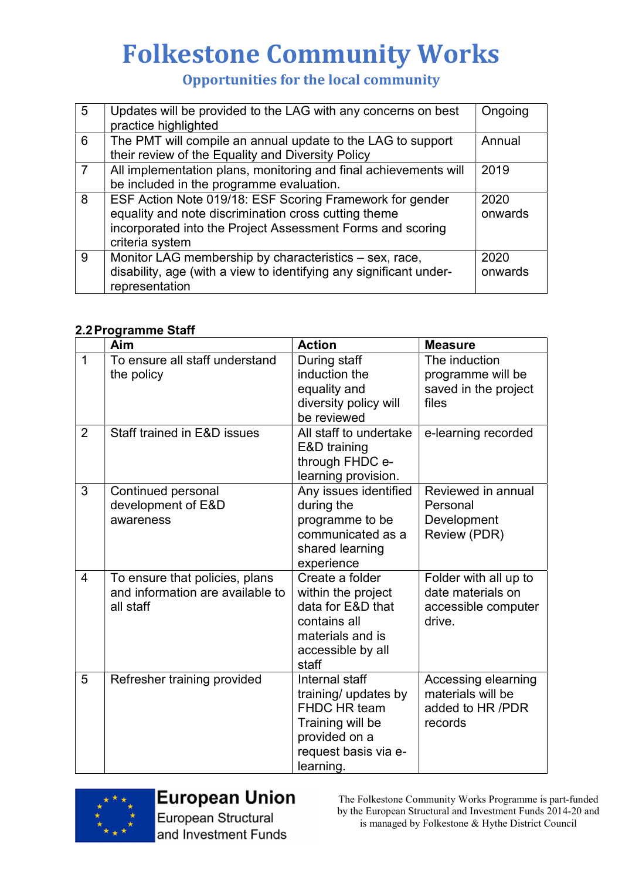| 5 | Updates will be provided to the LAG with any concerns on best practice highlighted | Ongoing |
|---|---|---|
| 6 | The PMT will compile an annual update to the LAG to support their review of the Equality and Diversity Policy | Annual |
| 7 | All implementation plans, monitoring and final achievements will be included in the programme evaluation. | 2019 |
| 8 | ESF Action Note 019/18: ESF Scoring Framework for gender equality and note discrimination cross cutting theme incorporated into the Project Assessment Forms and scoring criteria system | 2020 onwards |
| 9 | Monitor LAG membership by characteristics – sex, race, disability, age (with a view to identifying any significant under-representation | 2020 onwards |

### 2.2 Programme Staff

| | Aim | Action | Measure |
|---|---|---|---|
| 1 | To ensure all staff understand the policy | During staff induction the equality and diversity policy will be reviewed | The induction programme will be saved in the project files |
| 2 | Staff trained in E&D issues | All staff to undertake E&D training through FHDC e-learning provision. | e-learning recorded |
| 3 | Continued personal development of E&D awareness | Any issues identified during the programme to be communicated as a shared learning experience | Reviewed in annual Personal Development Review (PDR) |
| 4 | To ensure that policies, plans and information are available to all staff | Create a folder within the project data for E&D that contains all materials and is accessible by all staff | Folder with all up to date materials on accessible computer drive. |
| 5 | Refresher training provided | Internal staff training/ updates by FHDC HR team Training will be provided on a request basis via e-learning. | Accessing elearning materials will be added to HR /PDR records |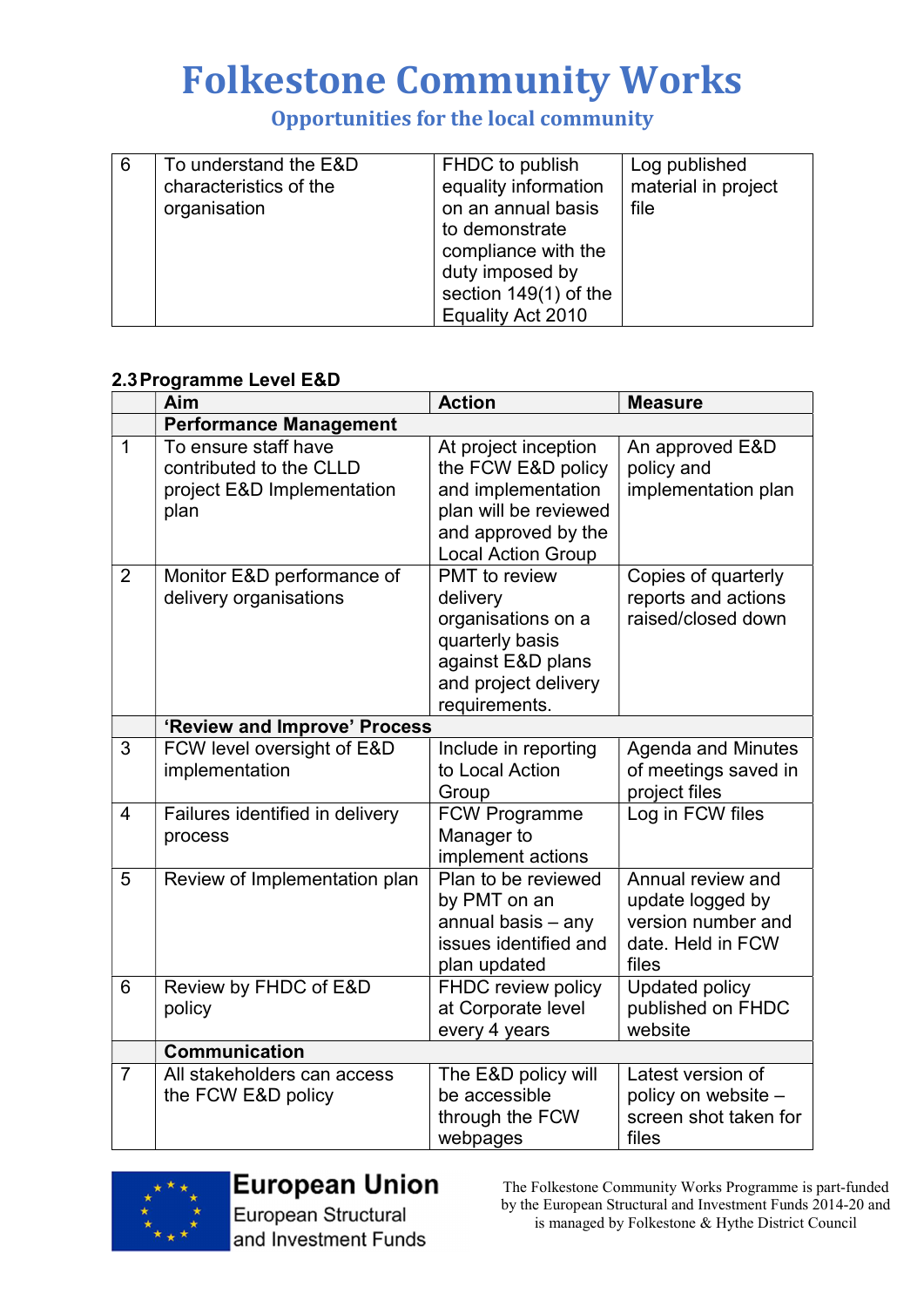| 6 | To understand the E&D characteristics of the organisation | FHDC to publish equality information on an annual basis to demonstrate compliance with the duty imposed by section 149(1) of the Equality Act 2010 | Log published material in project file |
|---|---|---|---|

## 2.3 Programme Level E&D

| | Aim | Action | Measure |
|---|---|---|---|
| | **Performance Management** | | |
| 1 | To ensure staff have contributed to the CLLD project E&D Implementation plan | At project inception the FCW E&D policy and implementation plan will be reviewed and approved by the Local Action Group | An approved E&D policy and implementation plan |
| 2 | Monitor E&D performance of delivery organisations | PMT to review delivery organisations on a quarterly basis against E&D plans and project delivery requirements. | Copies of quarterly reports and actions raised/closed down |
| | **'Review and Improve' Process** | | |
| 3 | FCW level oversight of E&D implementation | Include in reporting to Local Action Group | Agenda and Minutes of meetings saved in project files |
| 4 | Failures identified in delivery process | FCW Programme Manager to implement actions | Log in FCW files |
| 5 | Review of Implementation plan | Plan to be reviewed by PMT on an annual basis – any issues identified and plan updated | Annual review and update logged by version number and date. Held in FCW files |
| 6 | Review by FHDC of E&D policy | FHDC review policy at Corporate level every 4 years | Updated policy published on FHDC website |
| | **Communication** | | |
| 7 | All stakeholders can access the FCW E&D policy | The E&D policy will be accessible through the FCW webpages | Latest version of policy on website – screen shot taken for files |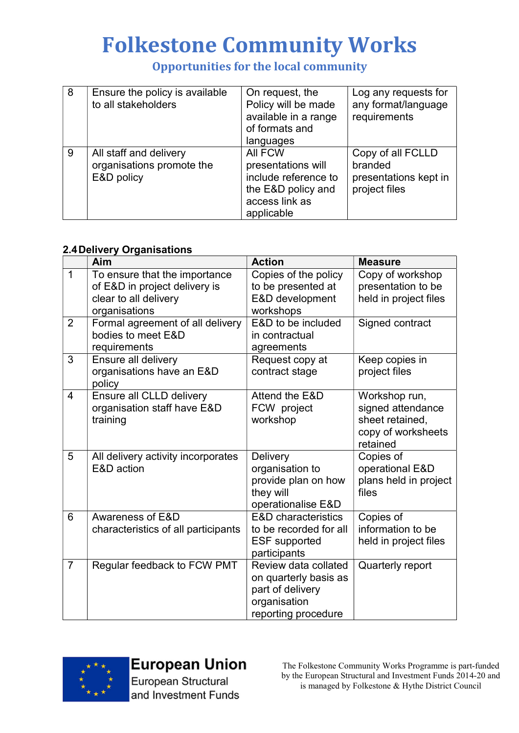| 8 | Ensure the policy is available to all stakeholders | On request, the Policy will be made available in a range of formats and languages | Log any requests for any format/language requirements |
|---|---|---|---|
| 9 | All staff and delivery organisations promote the E&D policy | All FCW presentations will include reference to the E&D policy and access link as applicable | Copy of all FCLLD branded presentations kept in project files |

**2.4 Delivery Organisations**

| | Aim | Action | Measure |
|---|---|---|---|
| 1 | To ensure that the importance of E&D in project delivery is clear to all delivery organisations | Copies of the policy to be presented at E&D development workshops | Copy of workshop presentation to be held in project files |
| 2 | Formal agreement of all delivery bodies to meet E&D requirements | E&D to be included in contractual agreements | Signed contract |
| 3 | Ensure all delivery organisations have an E&D policy | Request copy at contract stage | Keep copies in project files |
| 4 | Ensure all CLLD delivery organisation staff have E&D training | Attend the E&D FCW project workshop | Workshop run, signed attendance sheet retained, copy of worksheets retained |
| 5 | All delivery activity incorporates E&D action | Delivery organisation to provide plan on how they will operationalise E&D | Copies of operational E&D plans held in project files |
| 6 | Awareness of E&D characteristics of all participants | E&D characteristics to be recorded for all ESF supported participants | Copies of information to be held in project files |
| 7 | Regular feedback to FCW PMT | Review data collated on quarterly basis as part of delivery organisation reporting procedure | Quarterly report |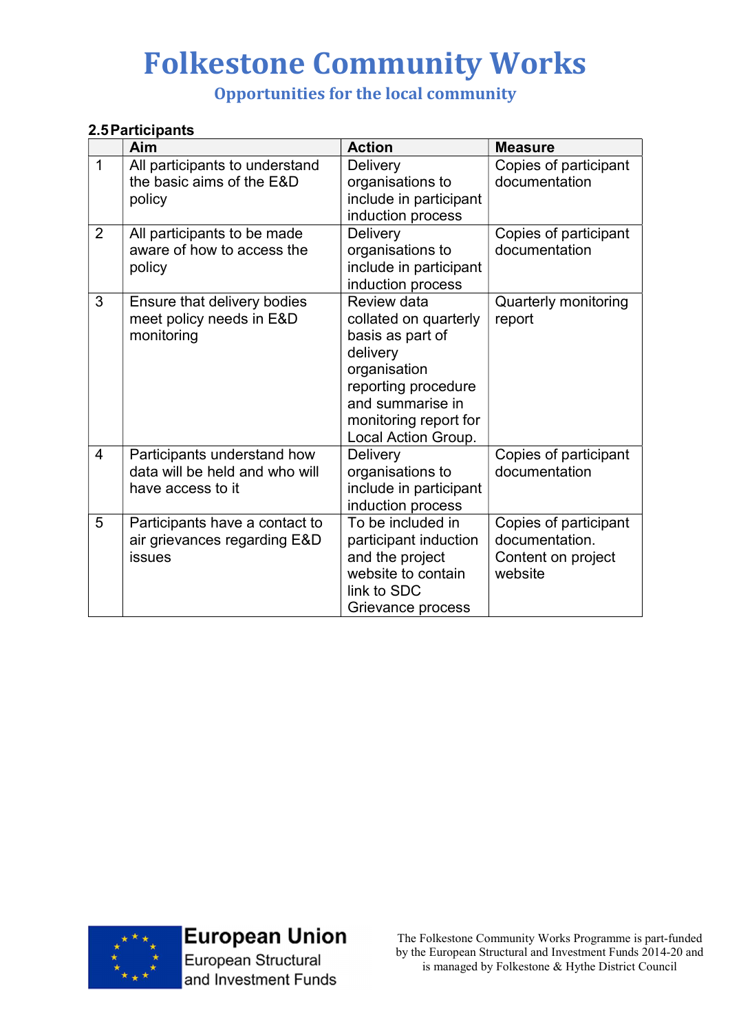### 2.5 Participants

| | Aim | Action | Measure |
|---|---|---|---|
| 1 | All participants to understand the basic aims of the E&D policy | Delivery organisations to include in participant induction process | Copies of participant documentation |
| 2 | All participants to be made aware of how to access the policy | Delivery organisations to include in participant induction process | Copies of participant documentation |
| 3 | Ensure that delivery bodies meet policy needs in E&D monitoring | Review data collated on quarterly basis as part of delivery organisation reporting procedure and summarise in monitoring report for Local Action Group. | Quarterly monitoring report |
| 4 | Participants understand how data will be held and who will have access to it | Delivery organisations to include in participant induction process | Copies of participant documentation |
| 5 | Participants have a contact to air grievances regarding E&D issues | To be included in participant induction and the project website to contain link to SDC Grievance process | Copies of participant documentation. Content on project website |